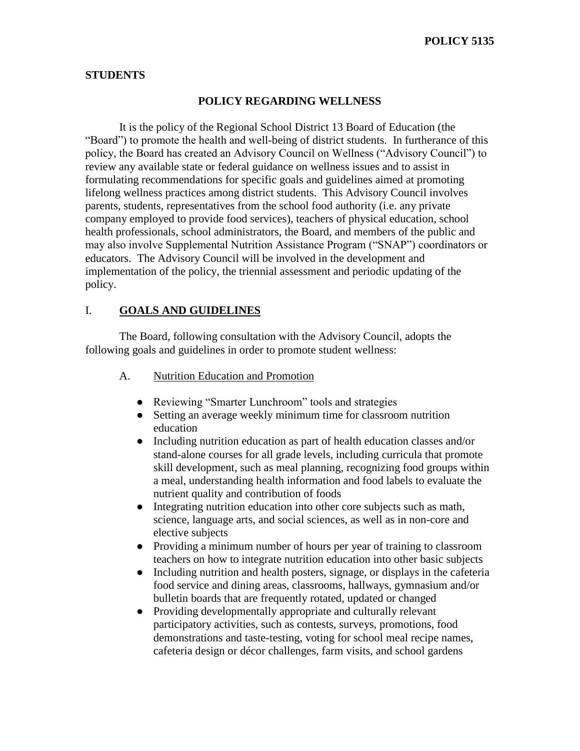**POLICY 5135**

**STUDENTS**

# POLICY REGARDING WELLNESS

It is the policy of the Regional School District 13 Board of Education (the "Board") to promote the health and well-being of district students. In furtherance of this policy, the Board has created an Advisory Council on Wellness ("Advisory Council") to review any available state or federal guidance on wellness issues and to assist in formulating recommendations for specific goals and guidelines aimed at promoting lifelong wellness practices among district students. This Advisory Council involves parents, students, representatives from the school food authority (i.e. any private company employed to provide food services), teachers of physical education, school health professionals, school administrators, the Board, and members of the public and may also involve Supplemental Nutrition Assistance Program ("SNAP") coordinators or educators. The Advisory Council will be involved in the development and implementation of the policy, the triennial assessment and periodic updating of the policy.

## I. GOALS AND GUIDELINES

The Board, following consultation with the Advisory Council, adopts the following goals and guidelines in order to promote student wellness:

### A. Nutrition Education and Promotion

- Reviewing "Smarter Lunchroom" tools and strategies
- Setting an average weekly minimum time for classroom nutrition education
- Including nutrition education as part of health education classes and/or stand-alone courses for all grade levels, including curricula that promote skill development, such as meal planning, recognizing food groups within a meal, understanding health information and food labels to evaluate the nutrient quality and contribution of foods
- Integrating nutrition education into other core subjects such as math, science, language arts, and social sciences, as well as in non-core and elective subjects
- Providing a minimum number of hours per year of training to classroom teachers on how to integrate nutrition education into other basic subjects
- Including nutrition and health posters, signage, or displays in the cafeteria food service and dining areas, classrooms, hallways, gymnasium and/or bulletin boards that are frequently rotated, updated or changed
- Providing developmentally appropriate and culturally relevant participatory activities, such as contests, surveys, promotions, food demonstrations and taste-testing, voting for school meal recipe names, cafeteria design or décor challenges, farm visits, and school gardens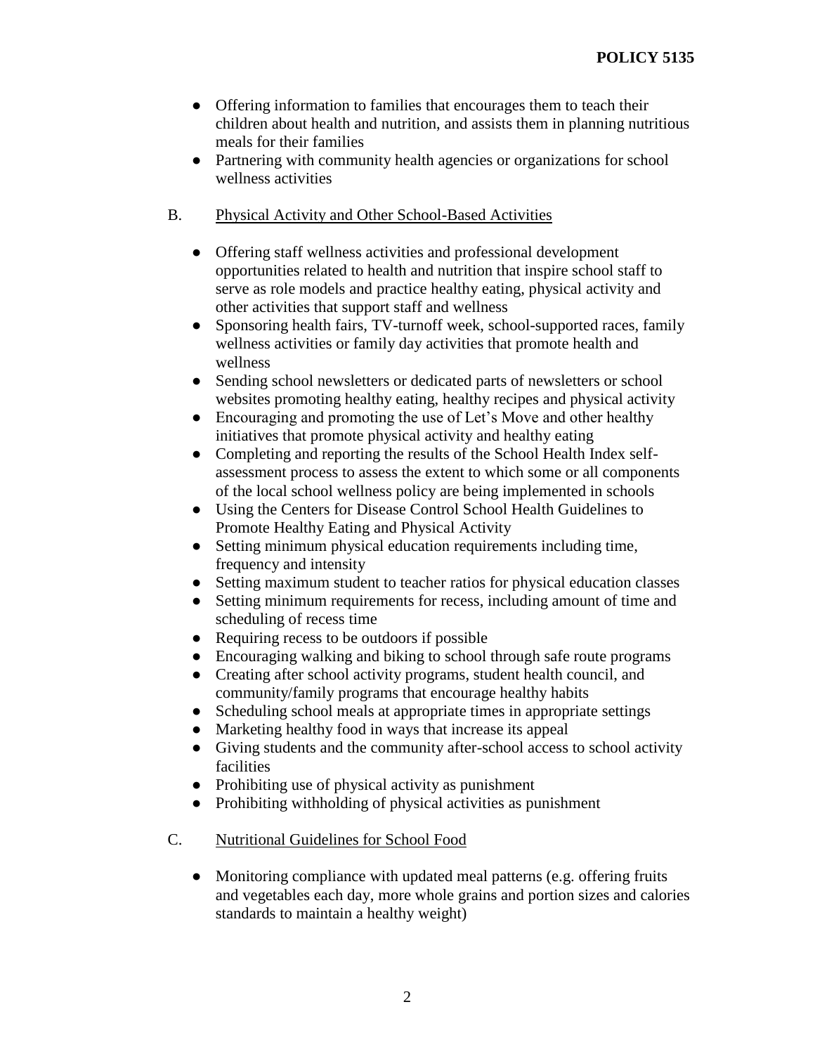- Offering information to families that encourages them to teach their children about health and nutrition, and assists them in planning nutritious meals for their families
- Partnering with community health agencies or organizations for school wellness activities

B. <u>Physical Activity and Other School-Based Activities</u>

- Offering staff wellness activities and professional development opportunities related to health and nutrition that inspire school staff to serve as role models and practice healthy eating, physical activity and other activities that support staff and wellness
- Sponsoring health fairs, TV-turnoff week, school-supported races, family wellness activities or family day activities that promote health and wellness
- Sending school newsletters or dedicated parts of newsletters or school websites promoting healthy eating, healthy recipes and physical activity
- Encouraging and promoting the use of Let's Move and other healthy initiatives that promote physical activity and healthy eating
- Completing and reporting the results of the School Health Index self-assessment process to assess the extent to which some or all components of the local school wellness policy are being implemented in schools
- Using the Centers for Disease Control School Health Guidelines to Promote Healthy Eating and Physical Activity
- Setting minimum physical education requirements including time, frequency and intensity
- Setting maximum student to teacher ratios for physical education classes
- Setting minimum requirements for recess, including amount of time and scheduling of recess time
- Requiring recess to be outdoors if possible
- Encouraging walking and biking to school through safe route programs
- Creating after school activity programs, student health council, and community/family programs that encourage healthy habits
- Scheduling school meals at appropriate times in appropriate settings
- Marketing healthy food in ways that increase its appeal
- Giving students and the community after-school access to school activity facilities
- Prohibiting use of physical activity as punishment
- Prohibiting withholding of physical activities as punishment

C. <u>Nutritional Guidelines for School Food</u>

- Monitoring compliance with updated meal patterns (e.g. offering fruits and vegetables each day, more whole grains and portion sizes and calories standards to maintain a healthy weight)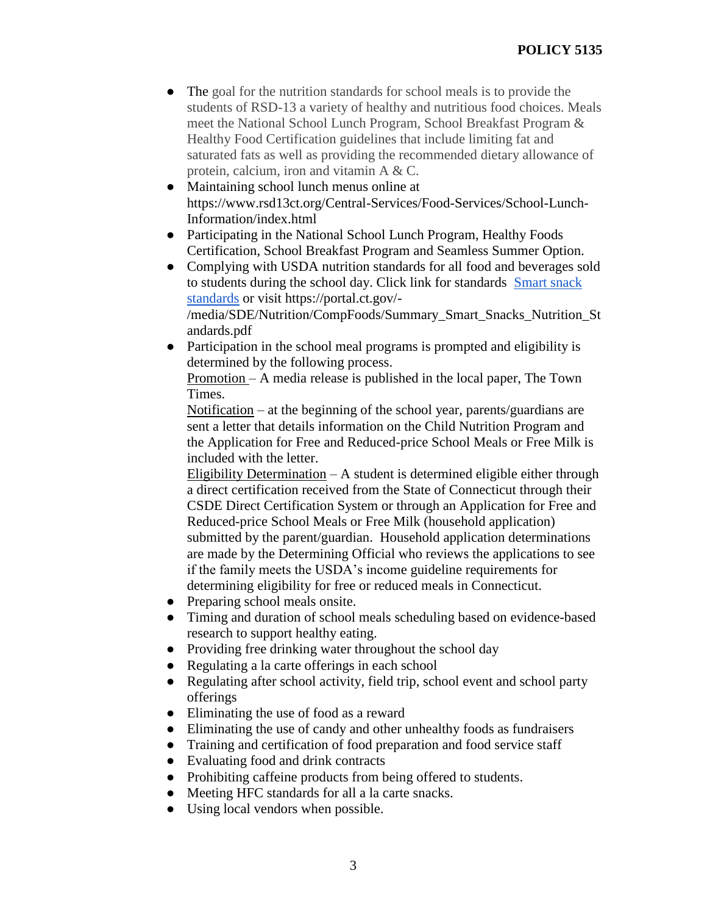- The goal for the nutrition standards for school meals is to provide the students of RSD-13 a variety of healthy and nutritious food choices. Meals meet the National School Lunch Program, School Breakfast Program & Healthy Food Certification guidelines that include limiting fat and saturated fats as well as providing the recommended dietary allowance of protein, calcium, iron and vitamin A & C.
- Maintaining school lunch menus online at https://www.rsd13ct.org/Central-Services/Food-Services/School-Lunch-Information/index.html
- Participating in the National School Lunch Program, Healthy Foods Certification, School Breakfast Program and Seamless Summer Option.
- Complying with USDA nutrition standards for all food and beverages sold to students during the school day. Click link for standards Smart snack standards or visit https://portal.ct.gov/-/media/SDE/Nutrition/CompFoods/Summary_Smart_Snacks_Nutrition_Standards.pdf
- Participation in the school meal programs is prompted and eligibility is determined by the following process.
  Promotion – A media release is published in the local paper, The Town Times.
  Notification – at the beginning of the school year, parents/guardians are sent a letter that details information on the Child Nutrition Program and the Application for Free and Reduced-price School Meals or Free Milk is included with the letter.
  Eligibility Determination – A student is determined eligible either through a direct certification received from the State of Connecticut through their CSDE Direct Certification System or through an Application for Free and Reduced-price School Meals or Free Milk (household application) submitted by the parent/guardian. Household application determinations are made by the Determining Official who reviews the applications to see if the family meets the USDA's income guideline requirements for determining eligibility for free or reduced meals in Connecticut.
- Preparing school meals onsite.
- Timing and duration of school meals scheduling based on evidence-based research to support healthy eating.
- Providing free drinking water throughout the school day
- Regulating a la carte offerings in each school
- Regulating after school activity, field trip, school event and school party offerings
- Eliminating the use of food as a reward
- Eliminating the use of candy and other unhealthy foods as fundraisers
- Training and certification of food preparation and food service staff
- Evaluating food and drink contracts
- Prohibiting caffeine products from being offered to students.
- Meeting HFC standards for all a la carte snacks.
- Using local vendors when possible.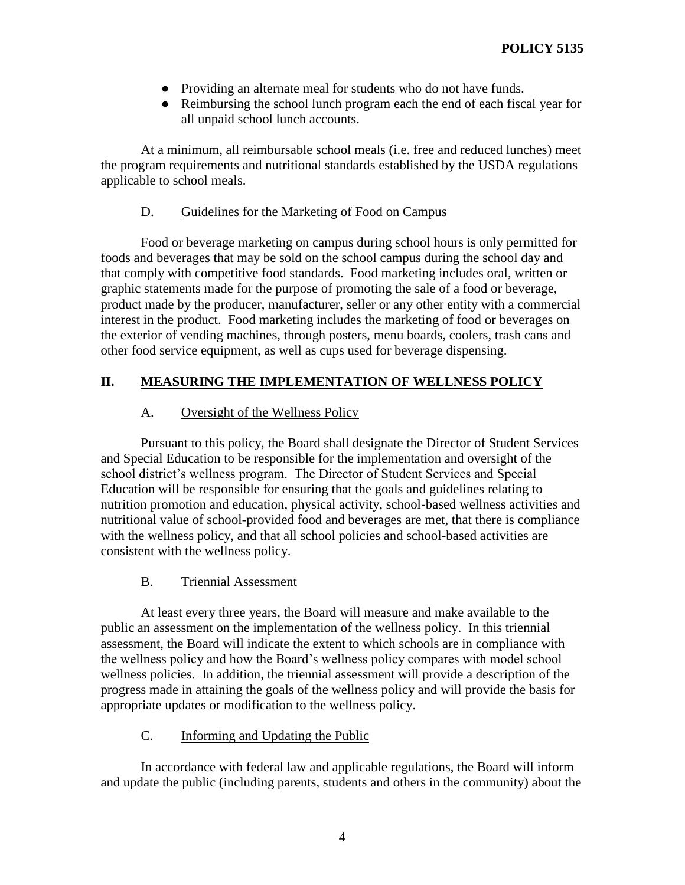- Providing an alternate meal for students who do not have funds.
- Reimbursing the school lunch program each the end of each fiscal year for all unpaid school lunch accounts.

At a minimum, all reimbursable school meals (i.e. free and reduced lunches) meet the program requirements and nutritional standards established by the USDA regulations applicable to school meals.

### D. Guidelines for the Marketing of Food on Campus

Food or beverage marketing on campus during school hours is only permitted for foods and beverages that may be sold on the school campus during the school day and that comply with competitive food standards. Food marketing includes oral, written or graphic statements made for the purpose of promoting the sale of a food or beverage, product made by the producer, manufacturer, seller or any other entity with a commercial interest in the product. Food marketing includes the marketing of food or beverages on the exterior of vending machines, through posters, menu boards, coolers, trash cans and other food service equipment, as well as cups used for beverage dispensing.

## II. MEASURING THE IMPLEMENTATION OF WELLNESS POLICY

### A. Oversight of the Wellness Policy

Pursuant to this policy, the Board shall designate the Director of Student Services and Special Education to be responsible for the implementation and oversight of the school district's wellness program. The Director of Student Services and Special Education will be responsible for ensuring that the goals and guidelines relating to nutrition promotion and education, physical activity, school-based wellness activities and nutritional value of school-provided food and beverages are met, that there is compliance with the wellness policy, and that all school policies and school-based activities are consistent with the wellness policy.

### B. Triennial Assessment

At least every three years, the Board will measure and make available to the public an assessment on the implementation of the wellness policy. In this triennial assessment, the Board will indicate the extent to which schools are in compliance with the wellness policy and how the Board's wellness policy compares with model school wellness policies. In addition, the triennial assessment will provide a description of the progress made in attaining the goals of the wellness policy and will provide the basis for appropriate updates or modification to the wellness policy.

### C. Informing and Updating the Public

In accordance with federal law and applicable regulations, the Board will inform and update the public (including parents, students and others in the community) about the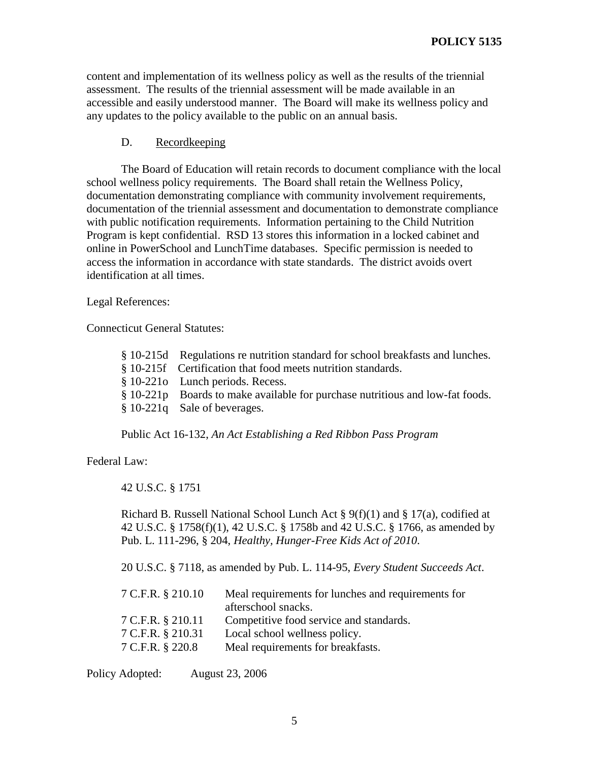content and implementation of its wellness policy as well as the results of the triennial assessment. The results of the triennial assessment will be made available in an accessible and easily understood manner. The Board will make its wellness policy and any updates to the policy available to the public on an annual basis.

D. <u>Recordkeeping</u>

The Board of Education will retain records to document compliance with the local school wellness policy requirements. The Board shall retain the Wellness Policy, documentation demonstrating compliance with community involvement requirements, documentation of the triennial assessment and documentation to demonstrate compliance with public notification requirements. Information pertaining to the Child Nutrition Program is kept confidential. RSD 13 stores this information in a locked cabinet and online in PowerSchool and LunchTime databases. Specific permission is needed to access the information in accordance with state standards. The district avoids overt identification at all times.

Legal References:

Connecticut General Statutes:

§ 10-215d Regulations re nutrition standard for school breakfasts and lunches.
§ 10-215f Certification that food meets nutrition standards.
§ 10-221o Lunch periods. Recess.
§ 10-221p Boards to make available for purchase nutritious and low-fat foods.
§ 10-221q Sale of beverages.

Public Act 16-132, *An Act Establishing a Red Ribbon Pass Program*

Federal Law:

42 U.S.C. § 1751

Richard B. Russell National School Lunch Act § 9(f)(1) and § 17(a), codified at 42 U.S.C. § 1758(f)(1), 42 U.S.C. § 1758b and 42 U.S.C. § 1766, as amended by Pub. L. 111-296, § 204, *Healthy, Hunger-Free Kids Act of 2010*.

20 U.S.C. § 7118, as amended by Pub. L. 114-95, *Every Student Succeeds Act*.

7 C.F.R. § 210.10 Meal requirements for lunches and requirements for afterschool snacks.
7 C.F.R. § 210.11 Competitive food service and standards.
7 C.F.R. § 210.31 Local school wellness policy.
7 C.F.R. § 220.8 Meal requirements for breakfasts.

Policy Adopted: August 23, 2006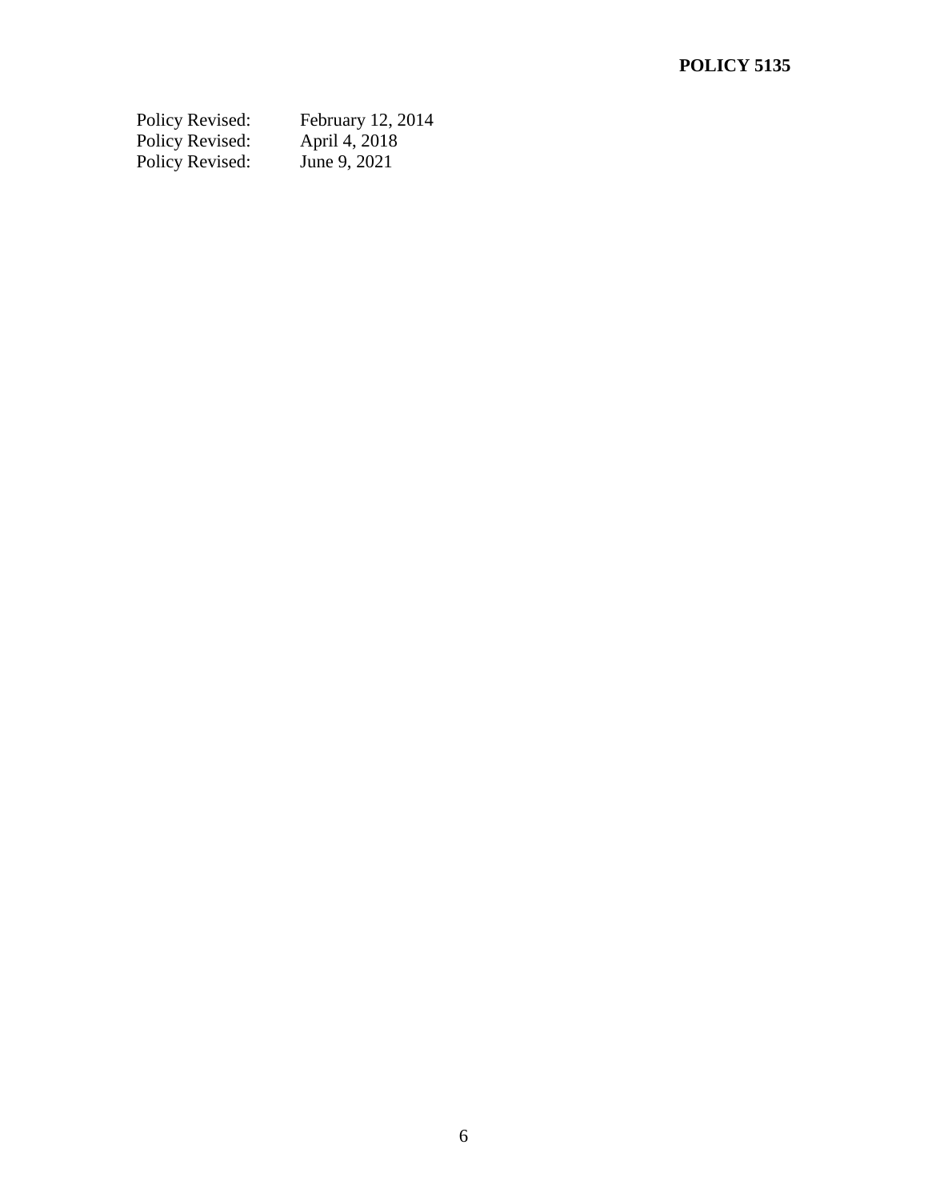| | |
|---|---|
| Policy Revised: | February 12, 2014 |
| Policy Revised: | April 4, 2018 |
| Policy Revised: | June 9, 2021 |